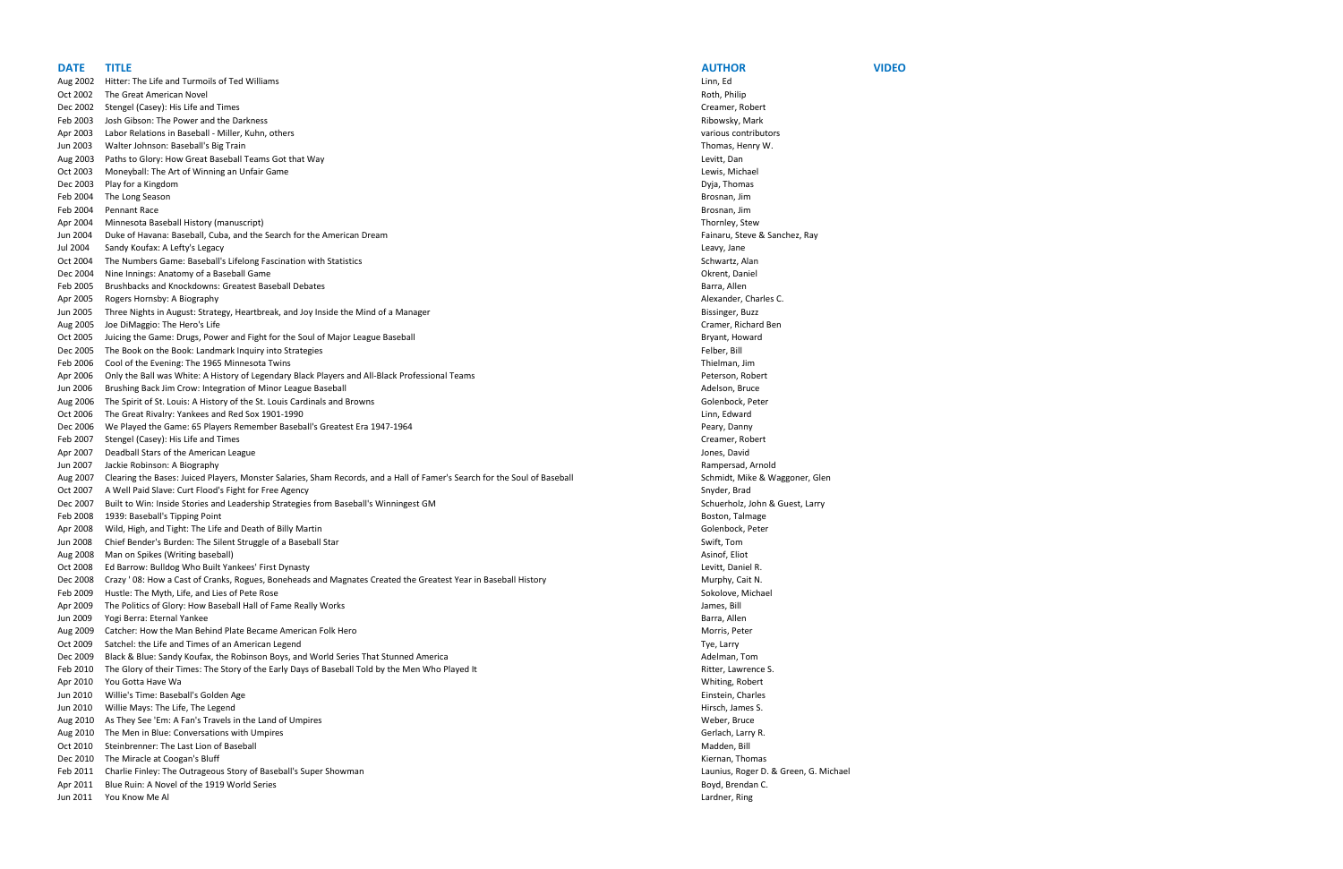| DATE | TITLE | AUTHOR | VIDEO |
|---|---|---|---|
| Aug 2002 | Hitter: The Life and Turmoils of Ted Williams | Linn, Ed | |
| Oct 2002 | The Great American Novel | Roth, Philip | |
| Dec 2002 | Stengel (Casey): His Life and Times | Creamer, Robert | |
| Feb 2003 | Josh Gibson: The Power and the Darkness | Ribowsky, Mark | |
| Apr 2003 | Labor Relations in Baseball - Miller, Kuhn, others | various contributors | |
| Jun 2003 | Walter Johnson: Baseball's Big Train | Thomas, Henry W. | |
| Aug 2003 | Paths to Glory: How Great Baseball Teams Got that Way | Levitt, Dan | |
| Oct 2003 | Moneyball: The Art of Winning an Unfair Game | Lewis, Michael | |
| Dec 2003 | Play for a Kingdom | Dyja, Thomas | |
| Feb 2004 | The Long Season | Brosnan, Jim | |
| Feb 2004 | Pennant Race | Brosnan, Jim | |
| Apr 2004 | Minnesota Baseball History (manuscript) | Thornley, Stew | |
| Jun 2004 | Duke of Havana: Baseball, Cuba, and the Search for the American Dream | Fainaru, Steve & Sanchez, Ray | |
| Jul 2004 | Sandy Koufax: A Lefty's Legacy | Leavy, Jane | |
| Oct 2004 | The Numbers Game: Baseball's Lifelong Fascination with Statistics | Schwartz, Alan | |
| Dec 2004 | Nine Innings: Anatomy of a Baseball Game | Okrent, Daniel | |
| Feb 2005 | Brushbacks and Knockdowns: Greatest Baseball Debates | Barra, Allen | |
| Apr 2005 | Rogers Hornsby: A Biography | Alexander, Charles C. | |
| Jun 2005 | Three Nights in August: Strategy, Heartbreak, and Joy Inside the Mind of a Manager | Bissinger, Buzz | |
| Aug 2005 | Joe DiMaggio: The Hero's Life | Cramer, Richard Ben | |
| Oct 2005 | Juicing the Game: Drugs, Power and Fight for the Soul of Major League Baseball | Bryant, Howard | |
| Dec 2005 | The Book on the Book: Landmark Inquiry into Strategies | Felber, Bill | |
| Feb 2006 | Cool of the Evening: The 1965 Minnesota Twins | Thielman, Jim | |
| Apr 2006 | Only the Ball was White: A History of Legendary Black Players and All-Black Professional Teams | Peterson, Robert | |
| Jun 2006 | Brushing Back Jim Crow: Integration of Minor League Baseball | Adelson, Bruce | |
| Aug 2006 | The Spirit of St. Louis: A History of the St. Louis Cardinals and Browns | Golenbock, Peter | |
| Oct 2006 | The Great Rivalry: Yankees and Red Sox 1901-1990 | Linn, Edward | |
| Dec 2006 | We Played the Game: 65 Players Remember Baseball's Greatest Era 1947-1964 | Peary, Danny | |
| Feb 2007 | Stengel (Casey): His Life and Times | Creamer, Robert | |
| Apr 2007 | Deadball Stars of the American League | Jones, David | |
| Jun 2007 | Jackie Robinson: A Biography | Rampersad, Arnold | |
| Aug 2007 | Clearing the Bases: Juiced Players, Monster Salaries, Sham Records, and a Hall of Famer's Search for the Soul of Baseball | Schmidt, Mike & Waggoner, Glen | |
| Oct 2007 | A Well Paid Slave: Curt Flood's Fight for Free Agency | Snyder, Brad | |
| Dec 2007 | Built to Win: Inside Stories and Leadership Strategies from Baseball's Winningest GM | Schuerholz, John & Guest, Larry | |
| Feb 2008 | 1939: Baseball's Tipping Point | Boston, Talmage | |
| Apr 2008 | Wild, High, and Tight: The Life and Death of Billy Martin | Golenbock, Peter | |
| Jun 2008 | Chief Bender's Burden: The Silent Struggle of a Baseball Star | Swift, Tom | |
| Aug 2008 | Man on Spikes (Writing baseball) | Asinof, Eliot | |
| Oct 2008 | Ed Barrow: Bulldog Who Built Yankees' First Dynasty | Levitt, Daniel R. | |
| Dec 2008 | Crazy ' 08: How a Cast of Cranks, Rogues, Boneheads and Magnates Created the Greatest Year in Baseball History | Murphy, Cait N. | |
| Feb 2009 | Hustle: The Myth, Life, and Lies of Pete Rose | Sokolove, Michael | |
| Apr 2009 | The Politics of Glory: How Baseball Hall of Fame Really Works | James, Bill | |
| Jun 2009 | Yogi Berra: Eternal Yankee | Barra, Allen | |
| Aug 2009 | Catcher: How the Man Behind Plate Became American Folk Hero | Morris, Peter | |
| Oct 2009 | Satchel: the Life and Times of an American Legend | Tye, Larry | |
| Dec 2009 | Black & Blue: Sandy Koufax, the Robinson Boys, and World Series That Stunned America | Adelman, Tom | |
| Feb 2010 | The Glory of their Times: The Story of the Early Days of Baseball Told by the Men Who Played It | Ritter, Lawrence S. | |
| Apr 2010 | You Gotta Have Wa | Whiting, Robert | |
| Jun 2010 | Willie's Time: Baseball's Golden Age | Einstein, Charles | |
| Jun 2010 | Willie Mays: The Life, The Legend | Hirsch, James S. | |
| Aug 2010 | As They See 'Em: A Fan's Travels in the Land of Umpires | Weber, Bruce | |
| Aug 2010 | The Men in Blue: Conversations with Umpires | Gerlach, Larry R. | |
| Oct 2010 | Steinbrenner: The Last Lion of Baseball | Madden, Bill | |
| Dec 2010 | The Miracle at Coogan's Bluff | Kiernan, Thomas | |
| Feb 2011 | Charlie Finley: The Outrageous Story of Baseball's Super Showman | Launius, Roger D. & Green, G. Michael | |
| Apr 2011 | Blue Ruin: A Novel of the 1919 World Series | Boyd, Brendan C. | |
| Jun 2011 | You Know Me Al | Lardner, Ring | |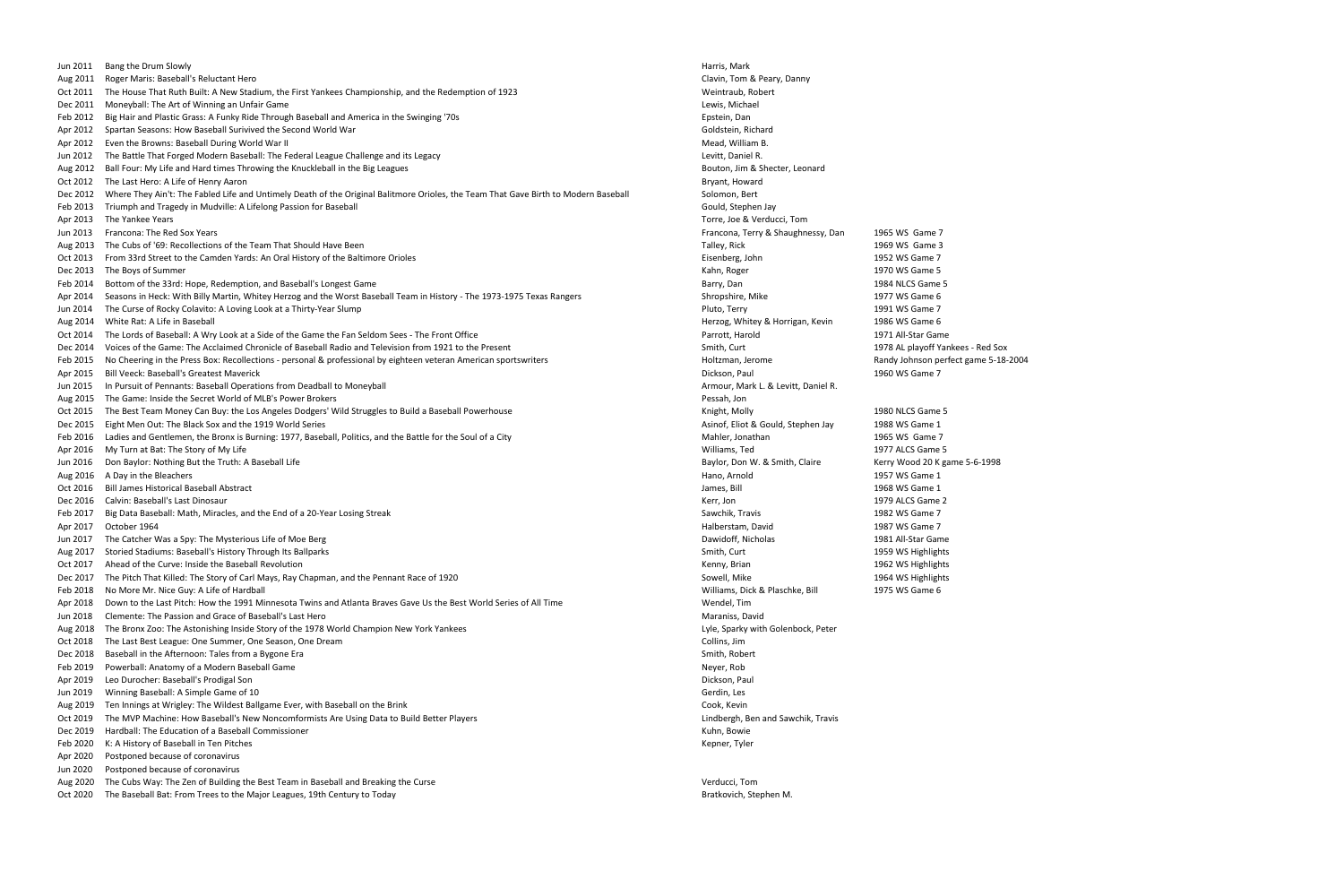| | | | |
|---|---|---|---|
| Jun 2011 | Bang the Drum Slowly | Harris, Mark | |
| Aug 2011 | Roger Maris: Baseball's Reluctant Hero | Clavin, Tom & Peary, Danny | |
| Oct 2011 | The House That Ruth Built: A New Stadium, the First Yankees Championship, and the Redemption of 1923 | Weintraub, Robert | |
| Dec 2011 | Moneyball: The Art of Winning an Unfair Game | Lewis, Michael | |
| Feb 2012 | Big Hair and Plastic Grass: A Funky Ride Through Baseball and America in the Swinging '70s | Epstein, Dan | |
| Apr 2012 | Spartan Seasons: How Baseball Surivived the Second World War | Goldstein, Richard | |
| Apr 2012 | Even the Browns: Baseball During World War II | Mead, William B. | |
| Jun 2012 | The Battle That Forged Modern Baseball: The Federal League Challenge and its Legacy | Levitt, Daniel R. | |
| Aug 2012 | Ball Four: My Life and Hard times Throwing the Knuckleball in the Big Leagues | Bouton, Jim & Shecter, Leonard | |
| Oct 2012 | The Last Hero: A Life of Henry Aaron | Bryant, Howard | |
| Dec 2012 | Where They Ain't: The Fabled Life and Untimely Death of the Original Balitmore Orioles, the Team That Gave Birth to Modern Baseball | Solomon, Bert | |
| Feb 2013 | Triumph and Tragedy in Mudville: A Lifelong Passion for Baseball | Gould, Stephen Jay | |
| Apr 2013 | The Yankee Years | Torre, Joe & Verducci, Tom | |
| Jun 2013 | Francona: The Red Sox Years | Francona, Terry & Shaughnessy, Dan | 1965 WS Game 7 |
| Aug 2013 | The Cubs of '69: Recollections of the Team That Should Have Been | Talley, Rick | 1969 WS Game 3 |
| Oct 2013 | From 33rd Street to the Camden Yards: An Oral History of the Baltimore Orioles | Eisenberg, John | 1952 WS Game 7 |
| Dec 2013 | The Boys of Summer | Kahn, Roger | 1970 WS Game 5 |
| Feb 2014 | Bottom of the 33rd: Hope, Redemption, and Baseball's Longest Game | Barry, Dan | 1984 NLCS Game 5 |
| Apr 2014 | Seasons in Heck: With Billy Martin, Whitey Herzog and the Worst Baseball Team in History - The 1973-1975 Texas Rangers | Shropshire, Mike | 1977 WS Game 6 |
| Jun 2014 | The Curse of Rocky Colavito: A Loving Look at a Thirty-Year Slump | Pluto, Terry | 1991 WS Game 7 |
| Aug 2014 | White Rat: A Life in Baseball | Herzog, Whitey & Horrigan, Kevin | 1986 WS Game 6 |
| Oct 2014 | The Lords of Baseball: A Wry Look at a Side of the Game the Fan Seldom Sees - The Front Office | Parrott, Harold | 1971 All-Star Game |
| Dec 2014 | Voices of the Game: The Acclaimed Chronicle of Baseball Radio and Television from 1921 to the Present | Smith, Curt | 1978 AL playoff Yankees - Red Sox |
| Feb 2015 | No Cheering in the Press Box: Recollections - personal & professional by eighteen veteran American sportswriters | Holtzman, Jerome | Randy Johnson perfect game 5-18-2004 |
| Apr 2015 | Bill Veeck: Baseball's Greatest Maverick | Dickson, Paul | 1960 WS Game 7 |
| Jun 2015 | In Pursuit of Pennants: Baseball Operations from Deadball to Moneyball | Armour, Mark L. & Levitt, Daniel R. | |
| Aug 2015 | The Game: Inside the Secret World of MLB's Power Brokers | Pessah, Jon | |
| Oct 2015 | The Best Team Money Can Buy: the Los Angeles Dodgers' Wild Struggles to Build a Baseball Powerhouse | Knight, Molly | 1980 NLCS Game 5 |
| Dec 2015 | Eight Men Out: The Black Sox and the 1919 World Series | Asinof, Eliot & Gould, Stephen Jay | 1988 WS Game 1 |
| Feb 2016 | Ladies and Gentlemen, the Bronx is Burning: 1977, Baseball, Politics, and the Battle for the Soul of a City | Mahler, Jonathan | 1965 WS Game 7 |
| Apr 2016 | My Turn at Bat: The Story of My Life | Williams, Ted | 1977 ALCS Game 5 |
| Jun 2016 | Don Baylor: Nothing But the Truth: A Baseball Life | Baylor, Don W. & Smith, Claire | Kerry Wood 20 K game 5-6-1998 |
| Aug 2016 | A Day in the Bleachers | Hano, Arnold | 1957 WS Game 1 |
| Oct 2016 | Bill James Historical Baseball Abstract | James, Bill | 1968 WS Game 1 |
| Dec 2016 | Calvin: Baseball's Last Dinosaur | Kerr, Jon | 1979 ALCS Game 2 |
| Feb 2017 | Big Data Baseball: Math, Miracles, and the End of a 20-Year Losing Streak | Sawchik, Travis | 1982 WS Game 7 |
| Apr 2017 | October 1964 | Halberstam, David | 1987 WS Game 7 |
| Jun 2017 | The Catcher Was a Spy: The Mysterious Life of Moe Berg | Dawidoff, Nicholas | 1981 All-Star Game |
| Aug 2017 | Storied Stadiums: Baseball's History Through Its Ballparks | Smith, Curt | 1959 WS Highlights |
| Oct 2017 | Ahead of the Curve: Inside the Baseball Revolution | Kenny, Brian | 1962 WS Highlights |
| Dec 2017 | The Pitch That Killed: The Story of Carl Mays, Ray Chapman, and the Pennant Race of 1920 | Sowell, Mike | 1964 WS Highlights |
| Feb 2018 | No More Mr. Nice Guy: A Life of Hardball | Williams, Dick & Plaschke, Bill | 1975 WS Game 6 |
| Apr 2018 | Down to the Last Pitch: How the 1991 Minnesota Twins and Atlanta Braves Gave Us the Best World Series of All Time | Wendel, Tim | |
| Jun 2018 | Clemente: The Passion and Grace of Baseball's Last Hero | Maraniss, David | |
| Aug 2018 | The Bronx Zoo: The Astonishing Inside Story of the 1978 World Champion New York Yankees | Lyle, Sparky with Golenbock, Peter | |
| Oct 2018 | The Last Best League: One Summer, One Season, One Dream | Collins, Jim | |
| Dec 2018 | Baseball in the Afternoon: Tales from a Bygone Era | Smith, Robert | |
| Feb 2019 | Powerball: Anatomy of a Modern Baseball Game | Neyer, Rob | |
| Apr 2019 | Leo Durocher: Baseball's Prodigal Son | Dickson, Paul | |
| Jun 2019 | Winning Baseball: A Simple Game of 10 | Gerdin, Les | |
| Aug 2019 | Ten Innings at Wrigley: The Wildest Ballgame Ever, with Baseball on the Brink | Cook, Kevin | |
| Oct 2019 | The MVP Machine: How Baseball's New Noncomformists Are Using Data to Build Better Players | Lindbergh, Ben and Sawchik, Travis | |
| Dec 2019 | Hardball: The Education of a Baseball Commissioner | Kuhn, Bowie | |
| Feb 2020 | K: A History of Baseball in Ten Pitches | Kepner, Tyler | |
| Apr 2020 | Postponed because of coronavirus | | |
| Jun 2020 | Postponed because of coronavirus | | |
| Aug 2020 | The Cubs Way: The Zen of Building the Best Team in Baseball and Breaking the Curse | Verducci, Tom | |
| Oct 2020 | The Baseball Bat: From Trees to the Major Leagues, 19th Century to Today | Bratkovich, Stephen M. | |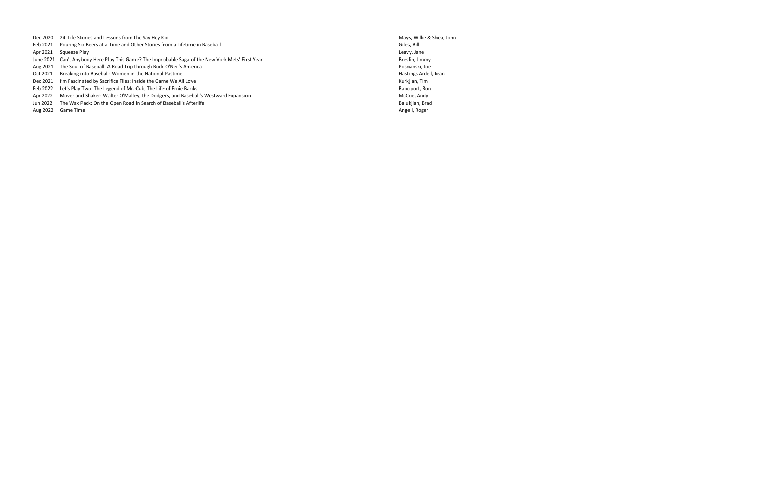| | | |
|---|---|---|
| Dec 2020 | 24: Life Stories and Lessons from the Say Hey Kid | Mays, Willie & Shea, John |
| Feb 2021 | Pouring Six Beers at a Time and Other Stories from a Lifetime in Baseball | Giles, Bill |
| Apr 2021 | Squeeze Play | Leavy, Jane |
| June 2021 | Can't Anybody Here Play This Game? The Improbable Saga of the New York Mets' First Year | Breslin, Jimmy |
| Aug 2021 | The Soul of Baseball: A Road Trip through Buck O'Neil's America | Posnanski, Joe |
| Oct 2021 | Breaking into Baseball: Women in the National Pastime | Hastings Ardell, Jean |
| Dec 2021 | I'm Fascinated by Sacrifice Flies: Inside the Game We All Love | Kurkjian, Tim |
| Feb 2022 | Let's Play Two: The Legend of Mr. Cub, The Life of Ernie Banks | Rapoport, Ron |
| Apr 2022 | Mover and Shaker: Walter O'Malley, the Dodgers, and Baseball's Westward Expansion | McCue, Andy |
| Jun 2022 | The Wax Pack: On the Open Road in Search of Baseball's Afterlife | Balukjian, Brad |
| Aug 2022 | Game Time | Angell, Roger |